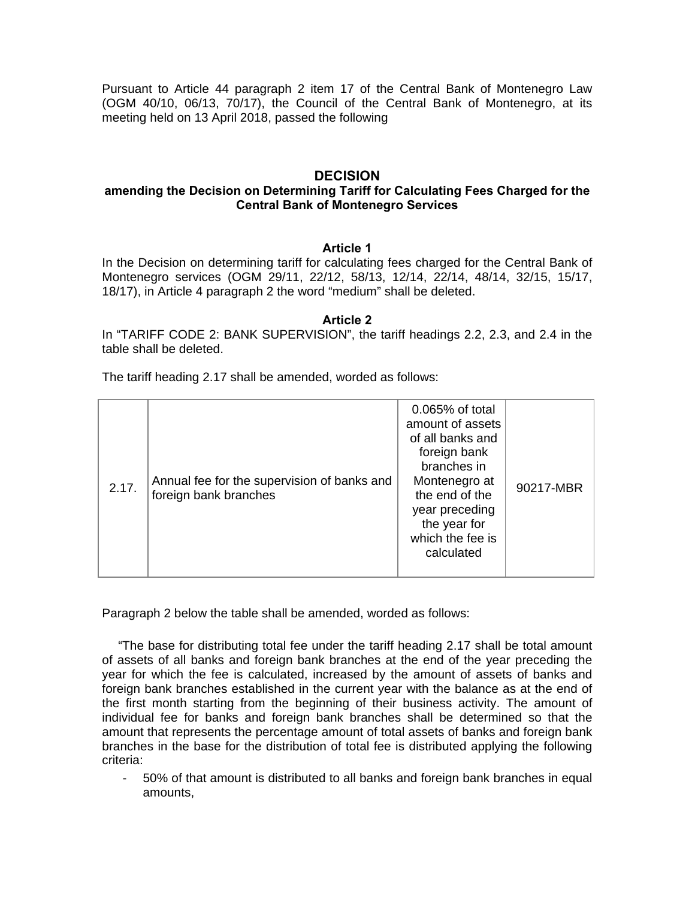Pursuant to Article 44 paragraph 2 item 17 of the Central Bank of Montenegro Law (OGM 40/10, 06/13, 70/17), the Council of the Central Bank of Montenegro, at its meeting held on 13 April 2018, passed the following

# DECISION
## amending the Decision on Determining Tariff for Calculating Fees Charged for the Central Bank of Montenegro Services

### Article 1

In the Decision on determining tariff for calculating fees charged for the Central Bank of Montenegro services (OGM 29/11, 22/12, 58/13, 12/14, 22/14, 48/14, 32/15, 15/17, 18/17), in Article 4 paragraph 2 the word "medium" shall be deleted.

### Article 2

In "TARIFF CODE 2: BANK SUPERVISION", the tariff headings 2.2, 2.3, and 2.4 in the table shall be deleted.

The tariff heading 2.17 shall be amended, worded as follows:

| | | | |
|---|---|---|---|
| 2.17. | Annual fee for the supervision of banks and foreign bank branches | 0.065% of total amount of assets of all banks and foreign bank branches in Montenegro at the end of the year preceding the year for which the fee is calculated | 90217-MBR |

Paragraph 2 below the table shall be amended, worded as follows:

"The base for distributing total fee under the tariff heading 2.17 shall be total amount of assets of all banks and foreign bank branches at the end of the year preceding the year for which the fee is calculated, increased by the amount of assets of banks and foreign bank branches established in the current year with the balance as at the end of the first month starting from the beginning of their business activity. The amount of individual fee for banks and foreign bank branches shall be determined so that the amount that represents the percentage amount of total assets of banks and foreign bank branches in the base for the distribution of total fee is distributed applying the following criteria:

- 50% of that amount is distributed to all banks and foreign bank branches in equal amounts,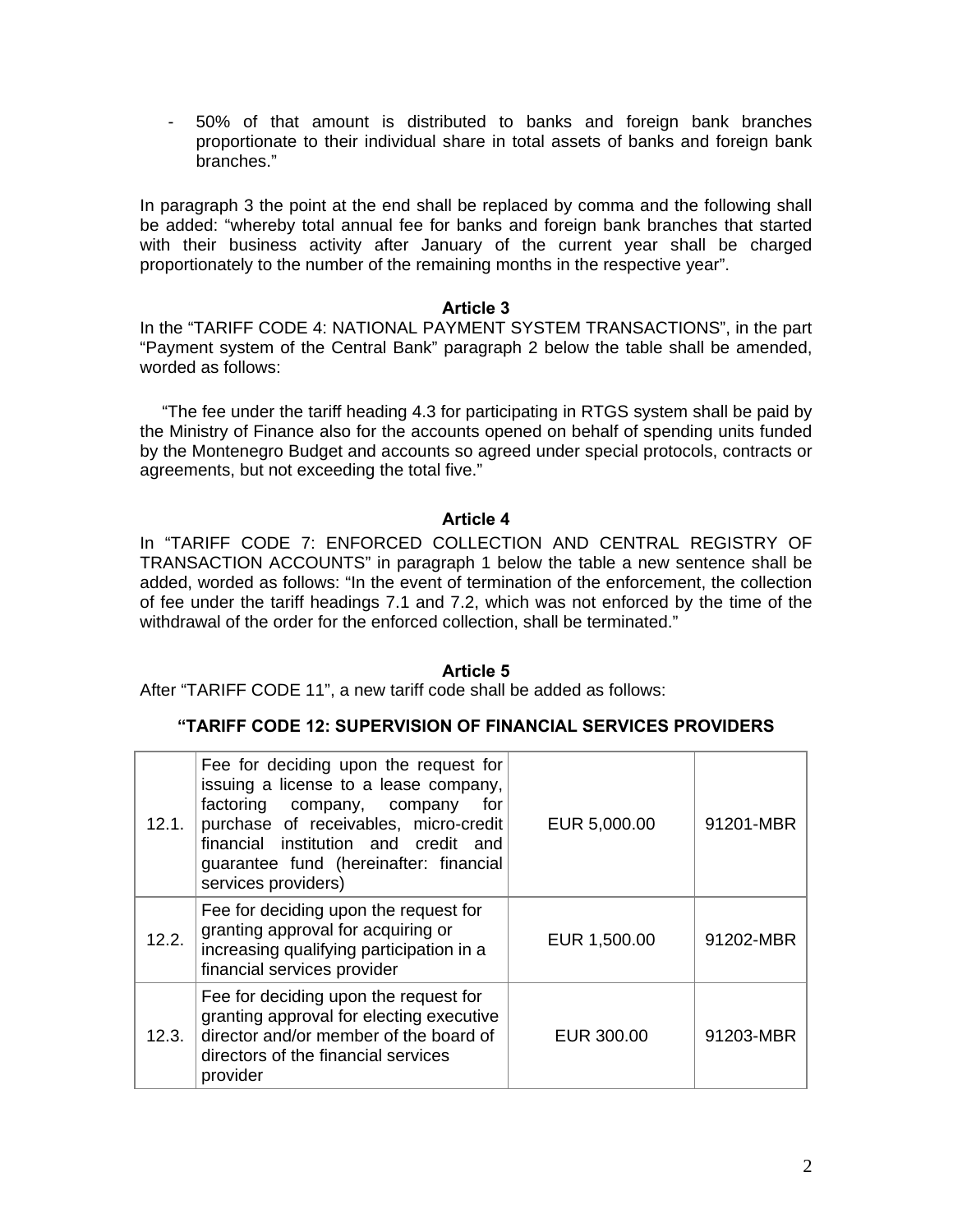- 50% of that amount is distributed to banks and foreign bank branches proportionate to their individual share in total assets of banks and foreign bank branches."

In paragraph 3 the point at the end shall be replaced by comma and the following shall be added: "whereby total annual fee for banks and foreign bank branches that started with their business activity after January of the current year shall be charged proportionately to the number of the remaining months in the respective year".

### Article 3

In the "TARIFF CODE 4: NATIONAL PAYMENT SYSTEM TRANSACTIONS", in the part "Payment system of the Central Bank" paragraph 2 below the table shall be amended, worded as follows:

"The fee under the tariff heading 4.3 for participating in RTGS system shall be paid by the Ministry of Finance also for the accounts opened on behalf of spending units funded by the Montenegro Budget and accounts so agreed under special protocols, contracts or agreements, but not exceeding the total five."

### Article 4

In "TARIFF CODE 7: ENFORCED COLLECTION AND CENTRAL REGISTRY OF TRANSACTION ACCOUNTS" in paragraph 1 below the table a new sentence shall be added, worded as follows: "In the event of termination of the enforcement, the collection of fee under the tariff headings 7.1 and 7.2, which was not enforced by the time of the withdrawal of the order for the enforced collection, shall be terminated."

### Article 5

After "TARIFF CODE 11", a new tariff code shall be added as follows:

**"TARIFF CODE 12: SUPERVISION OF FINANCIAL SERVICES PROVIDERS**

| | | | |
|---|---|---|---|
| 12.1. | Fee for deciding upon the request for issuing a license to a lease company, factoring company, company for purchase of receivables, micro-credit financial institution and credit and guarantee fund (hereinafter: financial services providers) | EUR 5,000.00 | 91201-MBR |
| 12.2. | Fee for deciding upon the request for granting approval for acquiring or increasing qualifying participation in a financial services provider | EUR 1,500.00 | 91202-MBR |
| 12.3. | Fee for deciding upon the request for granting approval for electing executive director and/or member of the board of directors of the financial services provider | EUR 300.00 | 91203-MBR |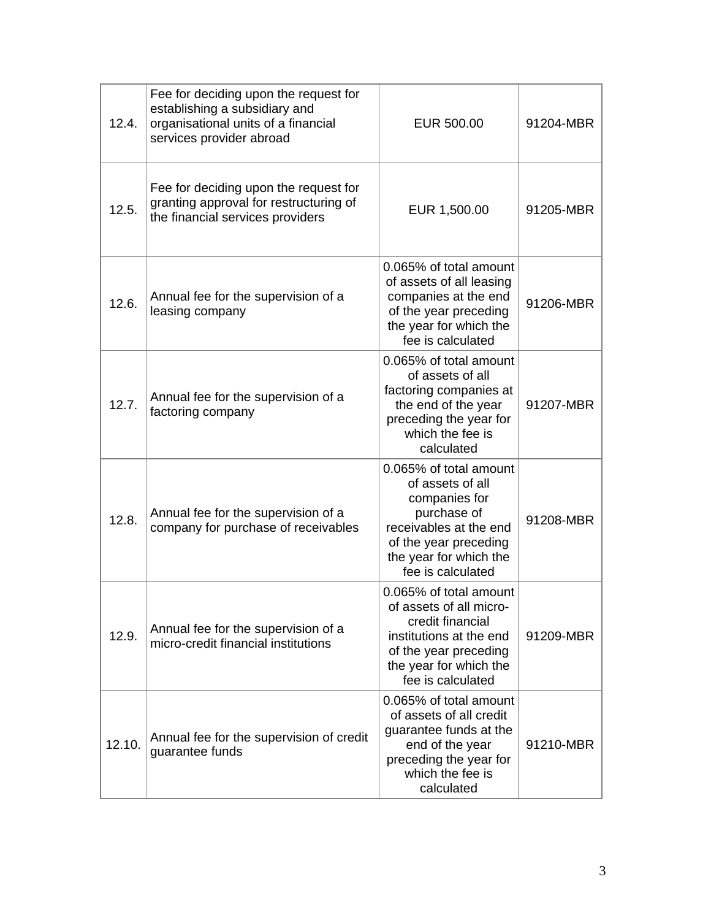| 12.4. | Fee for deciding upon the request for establishing a subsidiary and organisational units of a financial services provider abroad | EUR 500.00 | 91204-MBR |
|---|---|---|---|
| 12.5. | Fee for deciding upon the request for granting approval for restructuring of the financial services providers | EUR 1,500.00 | 91205-MBR |
| 12.6. | Annual fee for the supervision of a leasing company | 0.065% of total amount of assets of all leasing companies at the end of the year preceding the year for which the fee is calculated | 91206-MBR |
| 12.7. | Annual fee for the supervision of a factoring company | 0.065% of total amount of assets of all factoring companies at the end of the year preceding the year for which the fee is calculated | 91207-MBR |
| 12.8. | Annual fee for the supervision of a company for purchase of receivables | 0.065% of total amount of assets of all companies for purchase of receivables at the end of the year preceding the year for which the fee is calculated | 91208-MBR |
| 12.9. | Annual fee for the supervision of a micro-credit financial institutions | 0.065% of total amount of assets of all micro-credit financial institutions at the end of the year preceding the year for which the fee is calculated | 91209-MBR |
| 12.10. | Annual fee for the supervision of credit guarantee funds | 0.065% of total amount of assets of all credit guarantee funds at the end of the year preceding the year for which the fee is calculated | 91210-MBR |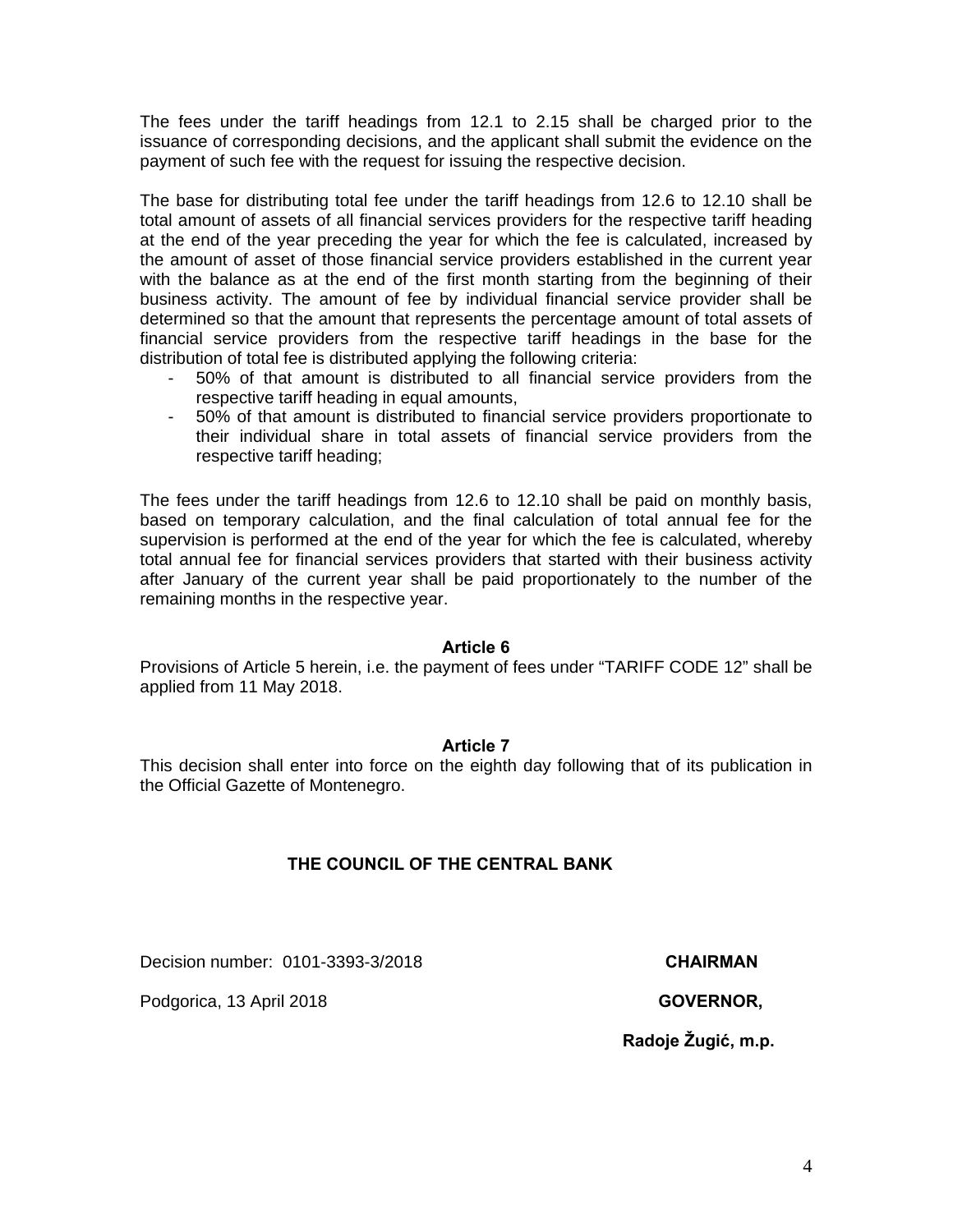The fees under the tariff headings from 12.1 to 2.15 shall be charged prior to the issuance of corresponding decisions, and the applicant shall submit the evidence on the payment of such fee with the request for issuing the respective decision.

The base for distributing total fee under the tariff headings from 12.6 to 12.10 shall be total amount of assets of all financial services providers for the respective tariff heading at the end of the year preceding the year for which the fee is calculated, increased by the amount of asset of those financial service providers established in the current year with the balance as at the end of the first month starting from the beginning of their business activity. The amount of fee by individual financial service provider shall be determined so that the amount that represents the percentage amount of total assets of financial service providers from the respective tariff headings in the base for the distribution of total fee is distributed applying the following criteria:

- 50% of that amount is distributed to all financial service providers from the respective tariff heading in equal amounts,
- 50% of that amount is distributed to financial service providers proportionate to their individual share in total assets of financial service providers from the respective tariff heading;

The fees under the tariff headings from 12.6 to 12.10 shall be paid on monthly basis, based on temporary calculation, and the final calculation of total annual fee for the supervision is performed at the end of the year for which the fee is calculated, whereby total annual fee for financial services providers that started with their business activity after January of the current year shall be paid proportionately to the number of the remaining months in the respective year.

**Article 6**

Provisions of Article 5 herein, i.e. the payment of fees under "TARIFF CODE 12" shall be applied from 11 May 2018.

**Article 7**

This decision shall enter into force on the eighth day following that of its publication in the Official Gazette of Montenegro.

**THE COUNCIL OF THE CENTRAL BANK**

Decision number: 0101-3393-3/2018

Podgorica, 13 April 2018

**CHAIRMAN**

**GOVERNOR,**

**Radoje Žugić, m.p.**